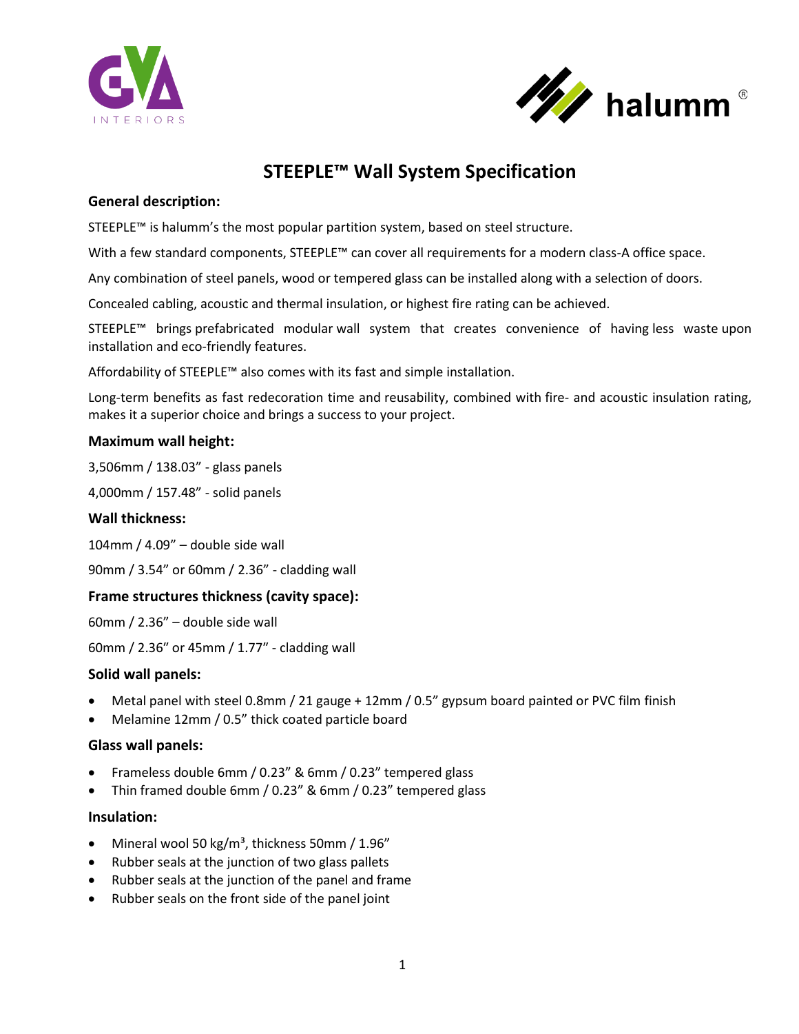# STEEPLE™ Wall System Specification

## General description:

STEEPLE™ is halumm's the most popular partition system, based on steel structure.

With a few standard components, STEEPLE™ can cover all requirements for a modern class-A office space.

Any combination of steel panels, wood or tempered glass can be installed along with a selection of doors.

Concealed cabling, acoustic and thermal insulation, or highest fire rating can be achieved.

STEEPLE™ brings prefabricated modular wall system that creates convenience of having less waste upon installation and eco-friendly features.

Affordability of STEEPLE™ also comes with its fast and simple installation.

Long-term benefits as fast redecoration time and reusability, combined with fire- and acoustic insulation rating, makes it a superior choice and brings a success to your project.

## Maximum wall height:

3,506mm / 138.03" - glass panels

4,000mm / 157.48" - solid panels

## Wall thickness:

104mm / 4.09" – double side wall

90mm / 3.54" or 60mm / 2.36" - cladding wall

## Frame structures thickness (cavity space):

60mm / 2.36" – double side wall

60mm / 2.36" or 45mm / 1.77" - cladding wall

## Solid wall panels:

- Metal panel with steel 0.8mm / 21 gauge + 12mm / 0.5" gypsum board painted or PVC film finish
- Melamine 12mm / 0.5" thick coated particle board

## Glass wall panels:

- Frameless double 6mm / 0.23" & 6mm / 0.23" tempered glass
- Thin framed double 6mm / 0.23" & 6mm / 0.23" tempered glass

## Insulation:

- Mineral wool 50 kg/m³, thickness 50mm / 1.96"
- Rubber seals at the junction of two glass pallets
- Rubber seals at the junction of the panel and frame
- Rubber seals on the front side of the panel joint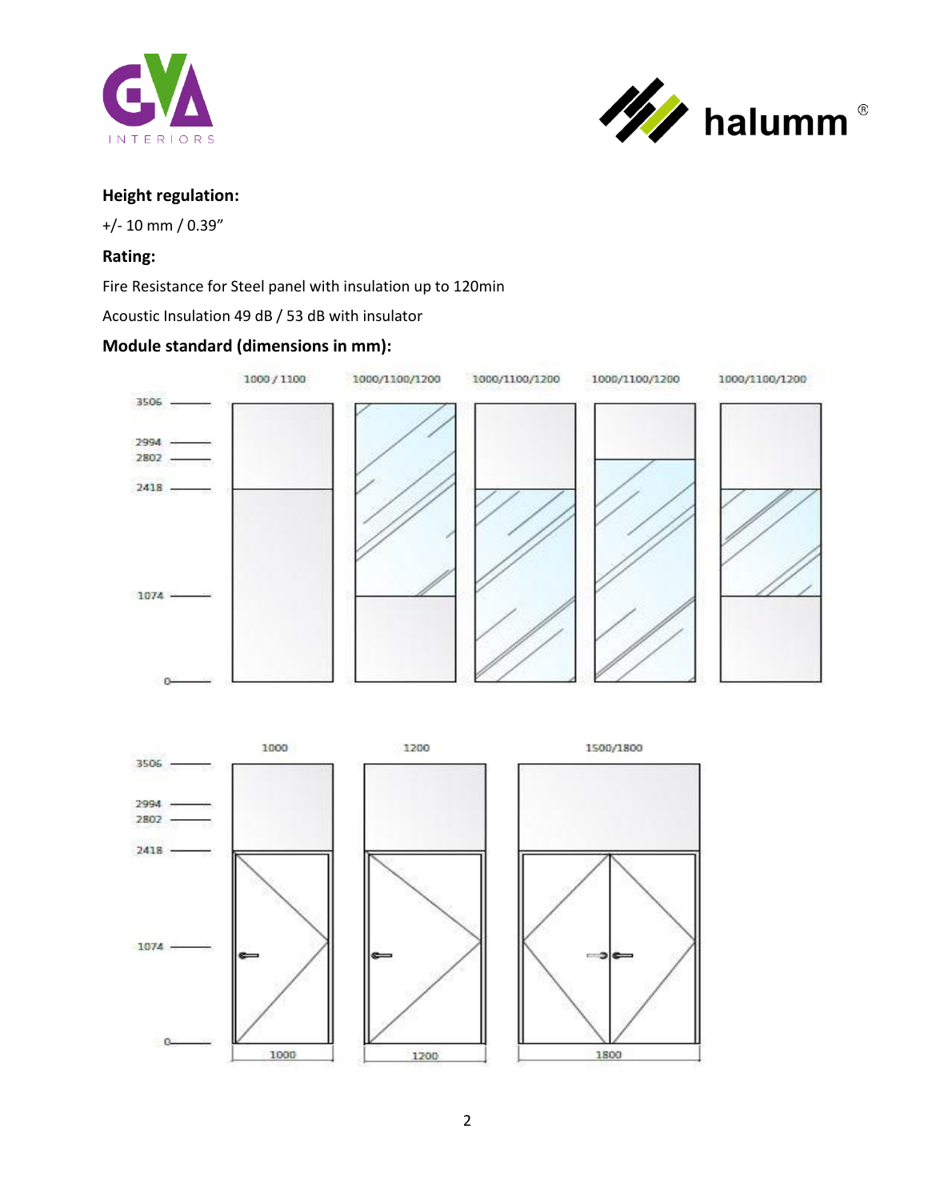**Height regulation:**

+/- 10 mm / 0.39"

**Rating:**

Fire Resistance for Steel panel with insulation up to 120min

Acoustic Insulation 49 dB / 53 dB with insulator

**Module standard (dimensions in mm):**

1000 / 1100 &nbsp; 1000/1100/1200 &nbsp; 1000/1100/1200 &nbsp; 1000/1100/1200 &nbsp; 1000/1100/1200

3506
2994
2802
2418
1074
0

1000 &nbsp; 1200 &nbsp; 1500/1800

3506
2994
2802
2418
1074
0

1000 &nbsp; 1200 &nbsp; 1800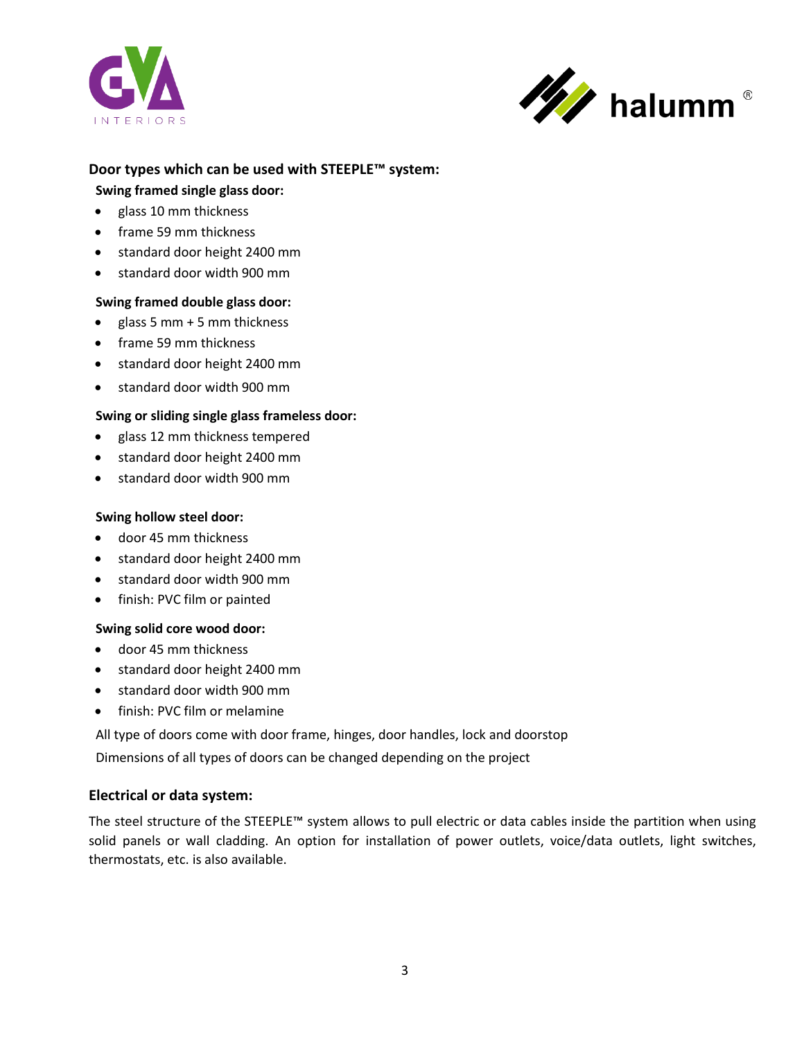## Door types which can be used with STEEPLE™ system:

### Swing framed single glass door:

- glass 10 mm thickness
- frame 59 mm thickness
- standard door height 2400 mm
- standard door width 900 mm

### Swing framed double glass door:

- glass 5 mm + 5 mm thickness
- frame 59 mm thickness
- standard door height 2400 mm
- standard door width 900 mm

### Swing or sliding single glass frameless door:

- glass 12 mm thickness tempered
- standard door height 2400 mm
- standard door width 900 mm

### Swing hollow steel door:

- door 45 mm thickness
- standard door height 2400 mm
- standard door width 900 mm
- finish: PVC film or painted

### Swing solid core wood door:

- door 45 mm thickness
- standard door height 2400 mm
- standard door width 900 mm
- finish: PVC film or melamine

All type of doors come with door frame, hinges, door handles, lock and doorstop

Dimensions of all types of doors can be changed depending on the project

## Electrical or data system:

The steel structure of the STEEPLE™ system allows to pull electric or data cables inside the partition when using solid panels or wall cladding. An option for installation of power outlets, voice/data outlets, light switches, thermostats, etc. is also available.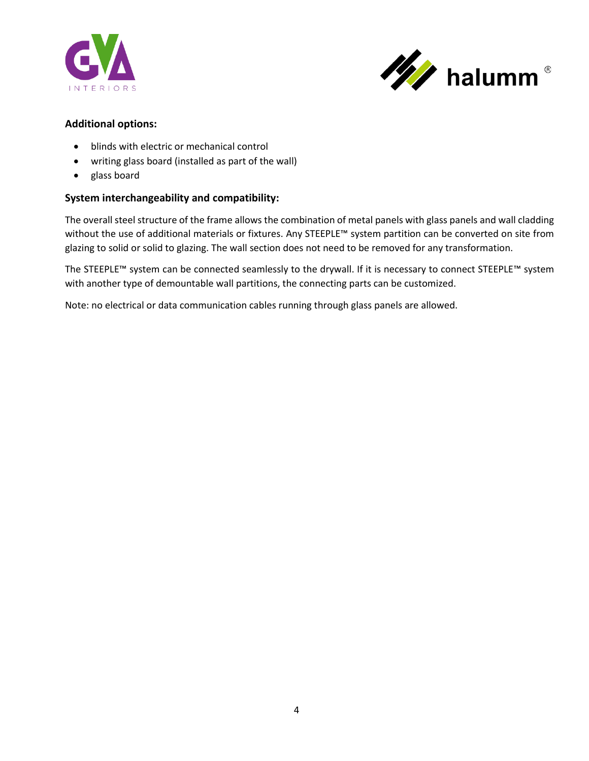**Additional options:**

- blinds with electric or mechanical control
- writing glass board (installed as part of the wall)
- glass board

**System interchangeability and compatibility:**

The overall steel structure of the frame allows the combination of metal panels with glass panels and wall cladding without the use of additional materials or fixtures. Any STEEPLE™ system partition can be converted on site from glazing to solid or solid to glazing. The wall section does not need to be removed for any transformation.

The STEEPLE™ system can be connected seamlessly to the drywall. If it is necessary to connect STEEPLE™ system with another type of demountable wall partitions, the connecting parts can be customized.

Note: no electrical or data communication cables running through glass panels are allowed.